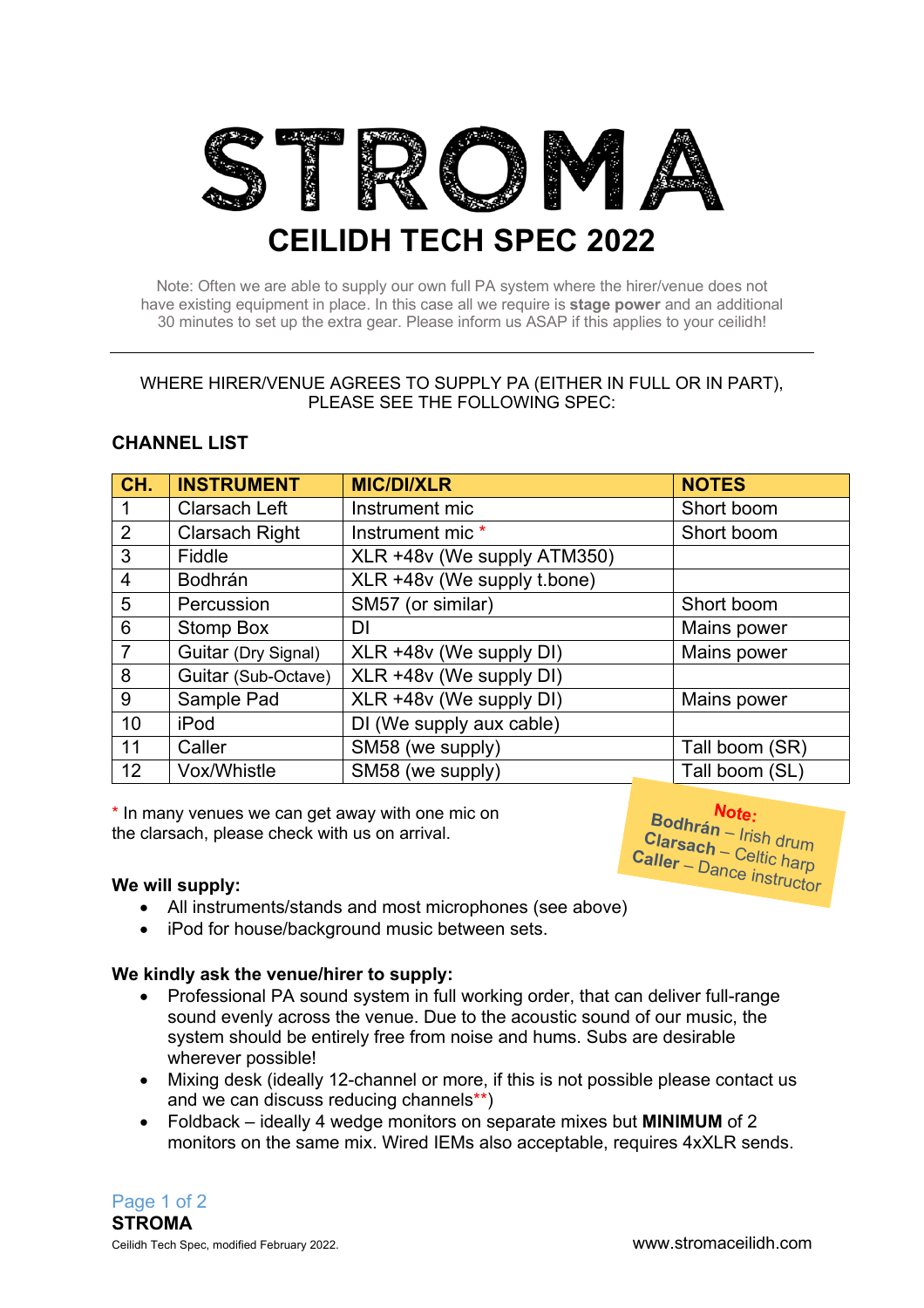# STROMA

## CEILIDH TECH SPEC 2022

Note: Often we are able to supply our own full PA system where the hirer/venue does not have existing equipment in place. In this case all we require is **stage power** and an additional 30 minutes to set up the extra gear. Please inform us ASAP if this applies to your ceilidh!

---

WHERE HIRER/VENUE AGREES TO SUPPLY PA (EITHER IN FULL OR IN PART), PLEASE SEE THE FOLLOWING SPEC:

### CHANNEL LIST

| CH. | INSTRUMENT | MIC/DI/XLR | NOTES |
|---|---|---|---|
| 1 | Clarsach Left | Instrument mic | Short boom |
| 2 | Clarsach Right | Instrument mic * | Short boom |
| 3 | Fiddle | XLR +48v (We supply ATM350) | |
| 4 | Bodhrán | XLR +48v (We supply t.bone) | |
| 5 | Percussion | SM57 (or similar) | Short boom |
| 6 | Stomp Box | DI | Mains power |
| 7 | Guitar (Dry Signal) | XLR +48v (We supply DI) | Mains power |
| 8 | Guitar (Sub-Octave) | XLR +48v (We supply DI) | |
| 9 | Sample Pad | XLR +48v (We supply DI) | Mains power |
| 10 | iPod | DI (We supply aux cable) | |
| 11 | Caller | SM58 (we supply) | Tall boom (SR) |
| 12 | Vox/Whistle | SM58 (we supply) | Tall boom (SL) |

\* In many venues we can get away with one mic on the clarsach, please check with us on arrival.

**Note:**
**Bodhrán** – Irish drum
**Clarsach** – Celtic harp
**Caller** – Dance instructor

**We will supply:**

- All instruments/stands and most microphones (see above)
- iPod for house/background music between sets.

**We kindly ask the venue/hirer to supply:**

- Professional PA sound system in full working order, that can deliver full-range sound evenly across the venue. Due to the acoustic sound of our music, the system should be entirely free from noise and hums. Subs are desirable wherever possible!
- Mixing desk (ideally 12-channel or more, if this is not possible please contact us and we can discuss reducing channels**)
- Foldback – ideally 4 wedge monitors on separate mixes but **MINIMUM** of 2 monitors on the same mix. Wired IEMs also acceptable, requires 4xXLR sends.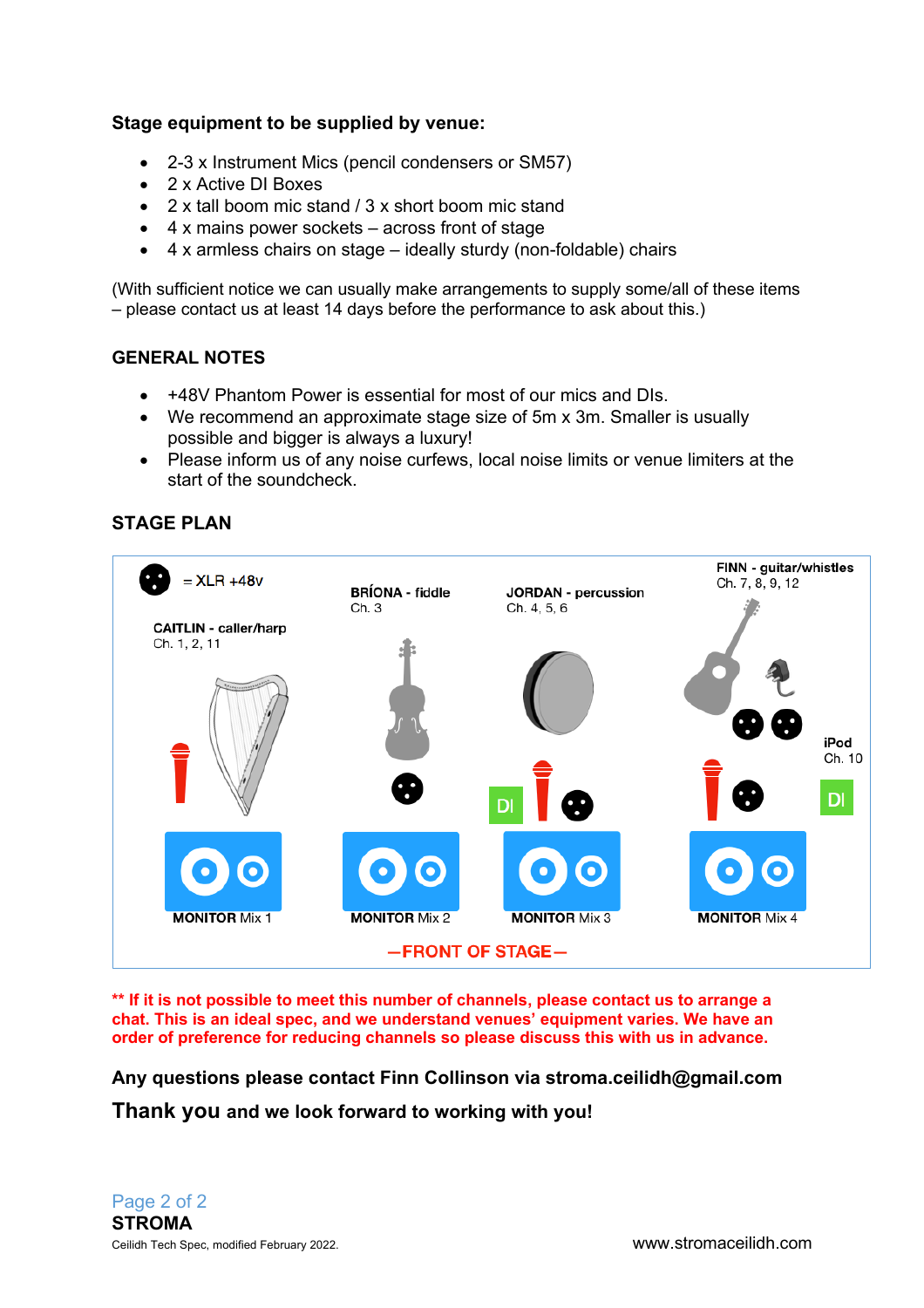**Stage equipment to be supplied by venue:**

- 2-3 x Instrument Mics (pencil condensers or SM57)
- 2 x Active DI Boxes
- 2 x tall boom mic stand / 3 x short boom mic stand
- 4 x mains power sockets – across front of stage
- 4 x armless chairs on stage – ideally sturdy (non-foldable) chairs

(With sufficient notice we can usually make arrangements to supply some/all of these items – please contact us at least 14 days before the performance to ask about this.)

## GENERAL NOTES

- +48V Phantom Power is essential for most of our mics and DIs.
- We recommend an approximate stage size of 5m x 3m. Smaller is usually possible and bigger is always a luxury!
- Please inform us of any noise curfews, local noise limits or venue limiters at the start of the soundcheck.

## STAGE PLAN

= XLR +48v

CAITLIN - caller/harp
Ch. 1, 2, 11

BRÍONA - fiddle
Ch. 3

JORDAN - percussion
Ch. 4, 5, 6

FINN - guitar/whistles
Ch. 7, 8, 9, 12

iPod
Ch. 10

DI

DI

MONITOR Mix 1

MONITOR Mix 2

MONITOR Mix 3

MONITOR Mix 4

—FRONT OF STAGE—

**\*\* If it is not possible to meet this number of channels, please contact us to arrange a chat. This is an ideal spec, and we understand venues' equipment varies. We have an order of preference for reducing channels so please discuss this with us in advance.**

**Any questions please contact Finn Collinson via stroma.ceilidh@gmail.com**

**Thank you and we look forward to working with you!**